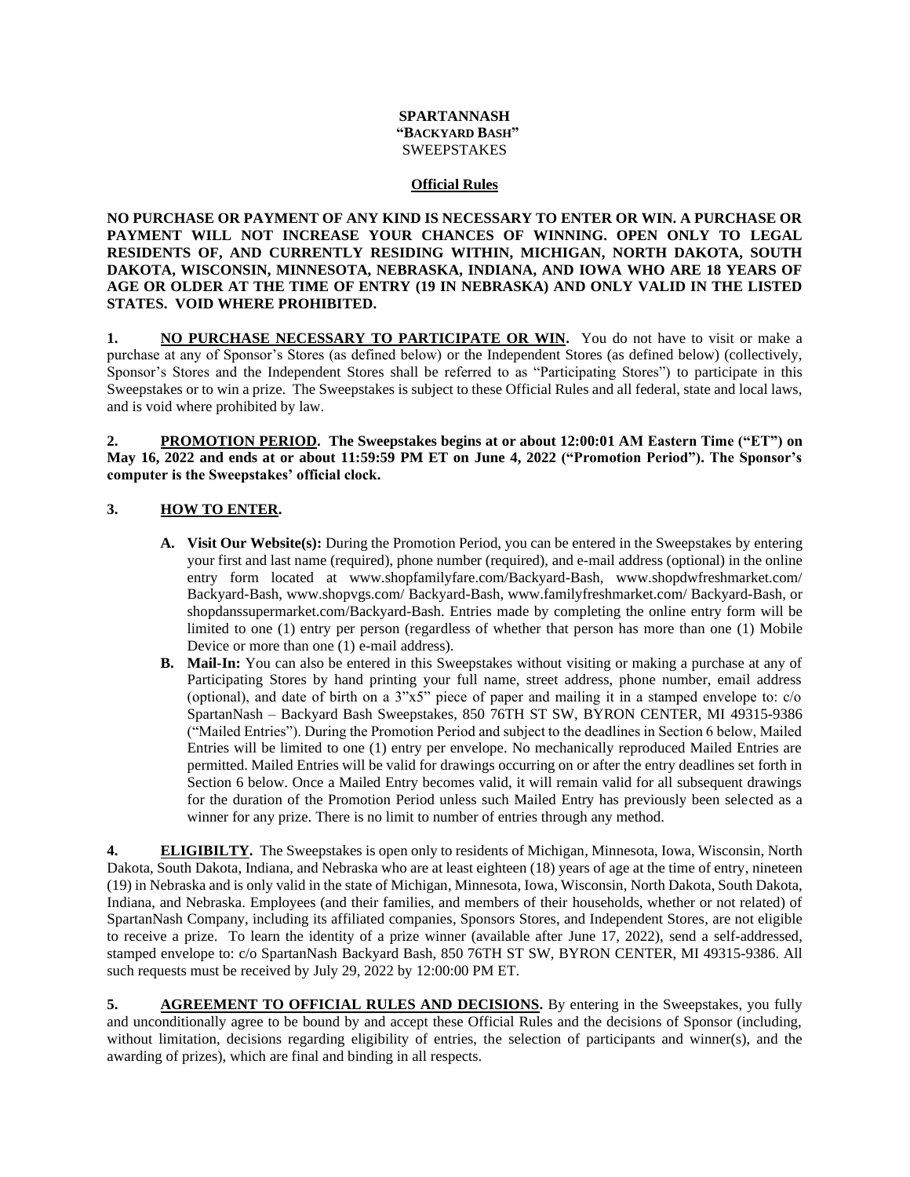**SPARTANNASH**
**"BACKYARD BASH"**
SWEEPSTAKES

**Official Rules**

**NO PURCHASE OR PAYMENT OF ANY KIND IS NECESSARY TO ENTER OR WIN. A PURCHASE OR PAYMENT WILL NOT INCREASE YOUR CHANCES OF WINNING. OPEN ONLY TO LEGAL RESIDENTS OF, AND CURRENTLY RESIDING WITHIN, MICHIGAN, NORTH DAKOTA, SOUTH DAKOTA, WISCONSIN, MINNESOTA, NEBRASKA, INDIANA, AND IOWA WHO ARE 18 YEARS OF AGE OR OLDER AT THE TIME OF ENTRY (19 IN NEBRASKA) AND ONLY VALID IN THE LISTED STATES. VOID WHERE PROHIBITED.**

**1. NO PURCHASE NECESSARY TO PARTICIPATE OR WIN.** You do not have to visit or make a purchase at any of Sponsor's Stores (as defined below) or the Independent Stores (as defined below) (collectively, Sponsor's Stores and the Independent Stores shall be referred to as "Participating Stores") to participate in this Sweepstakes or to win a prize. The Sweepstakes is subject to these Official Rules and all federal, state and local laws, and is void where prohibited by law.

**2. PROMOTION PERIOD. The Sweepstakes begins at or about 12:00:01 AM Eastern Time ("ET") on May 16, 2022 and ends at or about 11:59:59 PM ET on June 4, 2022 ("Promotion Period"). The Sponsor's computer is the Sweepstakes' official clock.**

**3. HOW TO ENTER.**

- **A. Visit Our Website(s):** During the Promotion Period, you can be entered in the Sweepstakes by entering your first and last name (required), phone number (required), and e-mail address (optional) in the online entry form located at www.shopfamilyfare.com/Backyard-Bash, www.shopdwfreshmarket.com/ Backyard-Bash, www.shopvgs.com/ Backyard-Bash, www.familyfreshmarket.com/ Backyard-Bash, or shopdanssupermarket.com/Backyard-Bash. Entries made by completing the online entry form will be limited to one (1) entry per person (regardless of whether that person has more than one (1) Mobile Device or more than one (1) e-mail address).
- **B. Mail-In:** You can also be entered in this Sweepstakes without visiting or making a purchase at any of Participating Stores by hand printing your full name, street address, phone number, email address (optional), and date of birth on a 3"x5" piece of paper and mailing it in a stamped envelope to: c/o SpartanNash – Backyard Bash Sweepstakes, 850 76TH ST SW, BYRON CENTER, MI 49315-9386 ("Mailed Entries"). During the Promotion Period and subject to the deadlines in Section 6 below, Mailed Entries will be limited to one (1) entry per envelope. No mechanically reproduced Mailed Entries are permitted. Mailed Entries will be valid for drawings occurring on or after the entry deadlines set forth in Section 6 below. Once a Mailed Entry becomes valid, it will remain valid for all subsequent drawings for the duration of the Promotion Period unless such Mailed Entry has previously been selected as a winner for any prize. There is no limit to number of entries through any method.

**4. ELIGIBILTY.** The Sweepstakes is open only to residents of Michigan, Minnesota, Iowa, Wisconsin, North Dakota, South Dakota, Indiana, and Nebraska who are at least eighteen (18) years of age at the time of entry, nineteen (19) in Nebraska and is only valid in the state of Michigan, Minnesota, Iowa, Wisconsin, North Dakota, South Dakota, Indiana, and Nebraska. Employees (and their families, and members of their households, whether or not related) of SpartanNash Company, including its affiliated companies, Sponsors Stores, and Independent Stores, are not eligible to receive a prize. To learn the identity of a prize winner (available after June 17, 2022), send a self-addressed, stamped envelope to: c/o SpartanNash Backyard Bash, 850 76TH ST SW, BYRON CENTER, MI 49315-9386. All such requests must be received by July 29, 2022 by 12:00:00 PM ET.

**5. AGREEMENT TO OFFICIAL RULES AND DECISIONS.** By entering in the Sweepstakes, you fully and unconditionally agree to be bound by and accept these Official Rules and the decisions of Sponsor (including, without limitation, decisions regarding eligibility of entries, the selection of participants and winner(s), and the awarding of prizes), which are final and binding in all respects.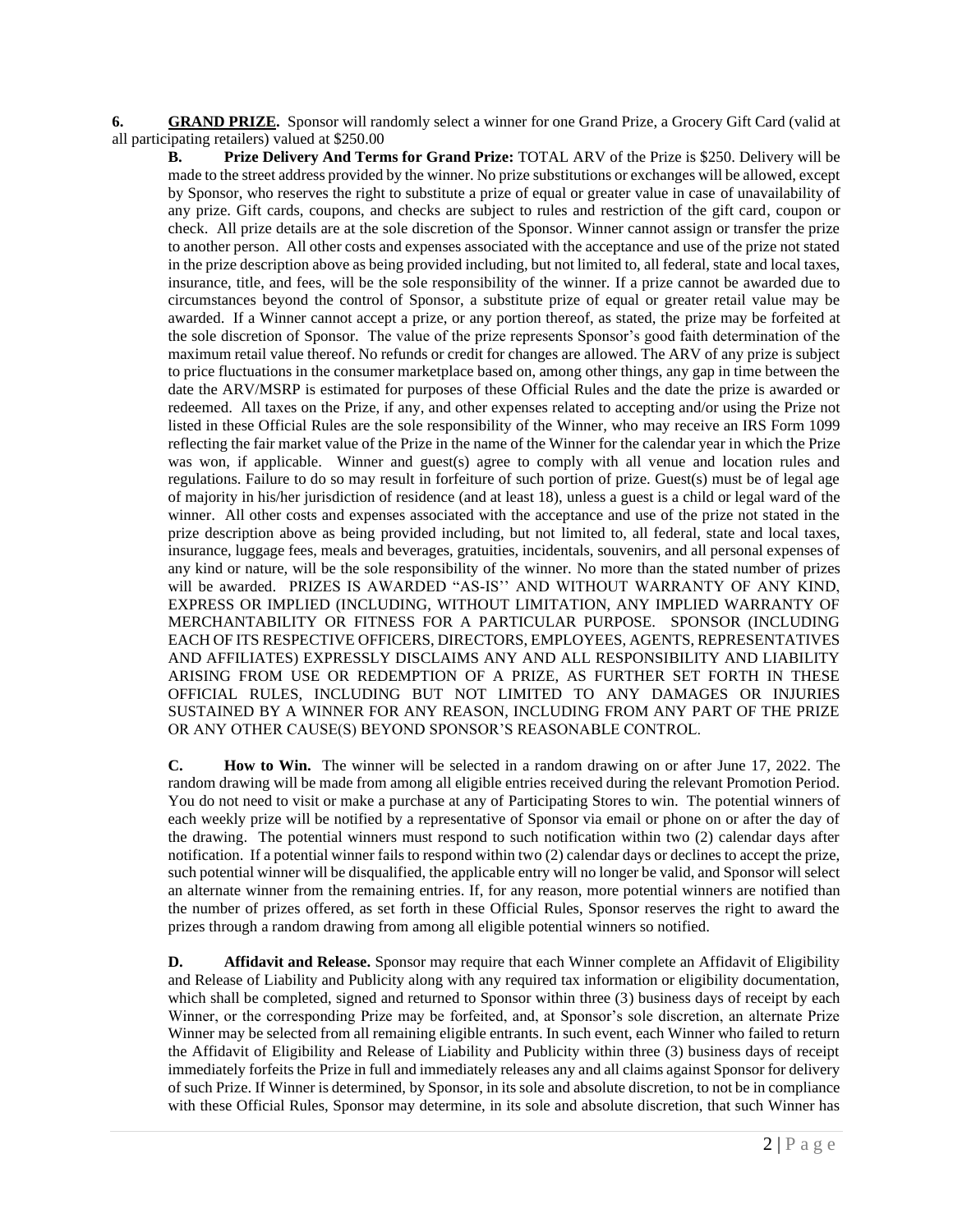**6. GRAND PRIZE.** Sponsor will randomly select a winner for one Grand Prize, a Grocery Gift Card (valid at all participating retailers) valued at $250.00

**B. Prize Delivery And Terms for Grand Prize:** TOTAL ARV of the Prize is $250. Delivery will be made to the street address provided by the winner. No prize substitutions or exchanges will be allowed, except by Sponsor, who reserves the right to substitute a prize of equal or greater value in case of unavailability of any prize. Gift cards, coupons, and checks are subject to rules and restriction of the gift card, coupon or check. All prize details are at the sole discretion of the Sponsor. Winner cannot assign or transfer the prize to another person. All other costs and expenses associated with the acceptance and use of the prize not stated in the prize description above as being provided including, but not limited to, all federal, state and local taxes, insurance, title, and fees, will be the sole responsibility of the winner. If a prize cannot be awarded due to circumstances beyond the control of Sponsor, a substitute prize of equal or greater retail value may be awarded. If a Winner cannot accept a prize, or any portion thereof, as stated, the prize may be forfeited at the sole discretion of Sponsor. The value of the prize represents Sponsor's good faith determination of the maximum retail value thereof. No refunds or credit for changes are allowed. The ARV of any prize is subject to price fluctuations in the consumer marketplace based on, among other things, any gap in time between the date the ARV/MSRP is estimated for purposes of these Official Rules and the date the prize is awarded or redeemed. All taxes on the Prize, if any, and other expenses related to accepting and/or using the Prize not listed in these Official Rules are the sole responsibility of the Winner, who may receive an IRS Form 1099 reflecting the fair market value of the Prize in the name of the Winner for the calendar year in which the Prize was won, if applicable. Winner and guest(s) agree to comply with all venue and location rules and regulations. Failure to do so may result in forfeiture of such portion of prize. Guest(s) must be of legal age of majority in his/her jurisdiction of residence (and at least 18), unless a guest is a child or legal ward of the winner. All other costs and expenses associated with the acceptance and use of the prize not stated in the prize description above as being provided including, but not limited to, all federal, state and local taxes, insurance, luggage fees, meals and beverages, gratuities, incidentals, souvenirs, and all personal expenses of any kind or nature, will be the sole responsibility of the winner. No more than the stated number of prizes will be awarded. PRIZES IS AWARDED "AS-IS'' AND WITHOUT WARRANTY OF ANY KIND, EXPRESS OR IMPLIED (INCLUDING, WITHOUT LIMITATION, ANY IMPLIED WARRANTY OF MERCHANTABILITY OR FITNESS FOR A PARTICULAR PURPOSE. SPONSOR (INCLUDING EACH OF ITS RESPECTIVE OFFICERS, DIRECTORS, EMPLOYEES, AGENTS, REPRESENTATIVES AND AFFILIATES) EXPRESSLY DISCLAIMS ANY AND ALL RESPONSIBILITY AND LIABILITY ARISING FROM USE OR REDEMPTION OF A PRIZE, AS FURTHER SET FORTH IN THESE OFFICIAL RULES, INCLUDING BUT NOT LIMITED TO ANY DAMAGES OR INJURIES SUSTAINED BY A WINNER FOR ANY REASON, INCLUDING FROM ANY PART OF THE PRIZE OR ANY OTHER CAUSE(S) BEYOND SPONSOR'S REASONABLE CONTROL.

**C. How to Win.** The winner will be selected in a random drawing on or after June 17, 2022. The random drawing will be made from among all eligible entries received during the relevant Promotion Period. You do not need to visit or make a purchase at any of Participating Stores to win. The potential winners of each weekly prize will be notified by a representative of Sponsor via email or phone on or after the day of the drawing. The potential winners must respond to such notification within two (2) calendar days after notification. If a potential winner fails to respond within two (2) calendar days or declines to accept the prize, such potential winner will be disqualified, the applicable entry will no longer be valid, and Sponsor will select an alternate winner from the remaining entries. If, for any reason, more potential winners are notified than the number of prizes offered, as set forth in these Official Rules, Sponsor reserves the right to award the prizes through a random drawing from among all eligible potential winners so notified.

**D. Affidavit and Release.** Sponsor may require that each Winner complete an Affidavit of Eligibility and Release of Liability and Publicity along with any required tax information or eligibility documentation, which shall be completed, signed and returned to Sponsor within three (3) business days of receipt by each Winner, or the corresponding Prize may be forfeited, and, at Sponsor's sole discretion, an alternate Prize Winner may be selected from all remaining eligible entrants. In such event, each Winner who failed to return the Affidavit of Eligibility and Release of Liability and Publicity within three (3) business days of receipt immediately forfeits the Prize in full and immediately releases any and all claims against Sponsor for delivery of such Prize. If Winner is determined, by Sponsor, in its sole and absolute discretion, to not be in compliance with these Official Rules, Sponsor may determine, in its sole and absolute discretion, that such Winner has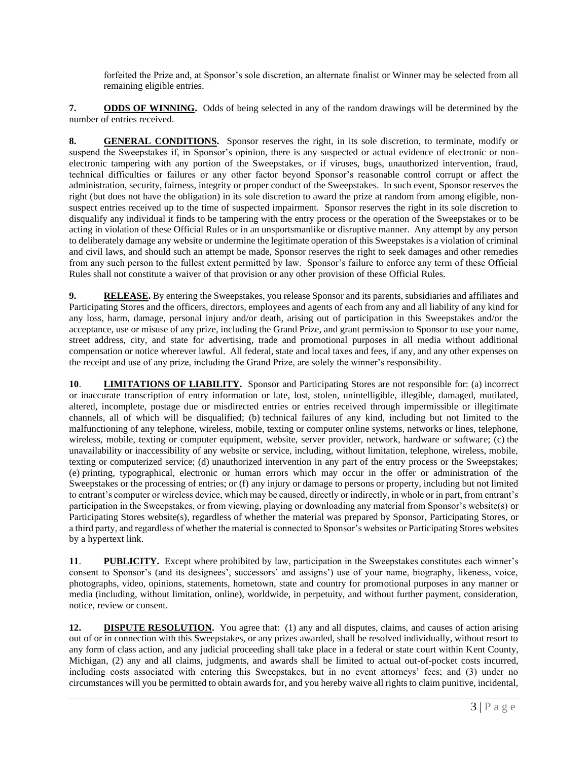forfeited the Prize and, at Sponsor's sole discretion, an alternate finalist or Winner may be selected from all remaining eligible entries.

**7. ODDS OF WINNING.** Odds of being selected in any of the random drawings will be determined by the number of entries received.

**8. GENERAL CONDITIONS.** Sponsor reserves the right, in its sole discretion, to terminate, modify or suspend the Sweepstakes if, in Sponsor's opinion, there is any suspected or actual evidence of electronic or non-electronic tampering with any portion of the Sweepstakes, or if viruses, bugs, unauthorized intervention, fraud, technical difficulties or failures or any other factor beyond Sponsor's reasonable control corrupt or affect the administration, security, fairness, integrity or proper conduct of the Sweepstakes. In such event, Sponsor reserves the right (but does not have the obligation) in its sole discretion to award the prize at random from among eligible, non-suspect entries received up to the time of suspected impairment. Sponsor reserves the right in its sole discretion to disqualify any individual it finds to be tampering with the entry process or the operation of the Sweepstakes or to be acting in violation of these Official Rules or in an unsportsmanlike or disruptive manner. Any attempt by any person to deliberately damage any website or undermine the legitimate operation of this Sweepstakes is a violation of criminal and civil laws, and should such an attempt be made, Sponsor reserves the right to seek damages and other remedies from any such person to the fullest extent permitted by law. Sponsor's failure to enforce any term of these Official Rules shall not constitute a waiver of that provision or any other provision of these Official Rules.

**9. RELEASE.** By entering the Sweepstakes, you release Sponsor and its parents, subsidiaries and affiliates and Participating Stores and the officers, directors, employees and agents of each from any and all liability of any kind for any loss, harm, damage, personal injury and/or death, arising out of participation in this Sweepstakes and/or the acceptance, use or misuse of any prize, including the Grand Prize, and grant permission to Sponsor to use your name, street address, city, and state for advertising, trade and promotional purposes in all media without additional compensation or notice wherever lawful. All federal, state and local taxes and fees, if any, and any other expenses on the receipt and use of any prize, including the Grand Prize, are solely the winner's responsibility.

**10. LIMITATIONS OF LIABILITY.** Sponsor and Participating Stores are not responsible for: (a) incorrect or inaccurate transcription of entry information or late, lost, stolen, unintelligible, illegible, damaged, mutilated, altered, incomplete, postage due or misdirected entries or entries received through impermissible or illegitimate channels, all of which will be disqualified; (b) technical failures of any kind, including but not limited to the malfunctioning of any telephone, wireless, mobile, texting or computer online systems, networks or lines, telephone, wireless, mobile, texting or computer equipment, website, server provider, network, hardware or software; (c) the unavailability or inaccessibility of any website or service, including, without limitation, telephone, wireless, mobile, texting or computerized service; (d) unauthorized intervention in any part of the entry process or the Sweepstakes; (e) printing, typographical, electronic or human errors which may occur in the offer or administration of the Sweepstakes or the processing of entries; or (f) any injury or damage to persons or property, including but not limited to entrant's computer or wireless device, which may be caused, directly or indirectly, in whole or in part, from entrant's participation in the Sweepstakes, or from viewing, playing or downloading any material from Sponsor's website(s) or Participating Stores website(s), regardless of whether the material was prepared by Sponsor, Participating Stores, or a third party, and regardless of whether the material is connected to Sponsor's websites or Participating Stores websites by a hypertext link.

**11. PUBLICITY.** Except where prohibited by law, participation in the Sweepstakes constitutes each winner's consent to Sponsor's (and its designees', successors' and assigns') use of your name, biography, likeness, voice, photographs, video, opinions, statements, hometown, state and country for promotional purposes in any manner or media (including, without limitation, online), worldwide, in perpetuity, and without further payment, consideration, notice, review or consent.

**12. DISPUTE RESOLUTION.** You agree that: (1) any and all disputes, claims, and causes of action arising out of or in connection with this Sweepstakes, or any prizes awarded, shall be resolved individually, without resort to any form of class action, and any judicial proceeding shall take place in a federal or state court within Kent County, Michigan, (2) any and all claims, judgments, and awards shall be limited to actual out-of-pocket costs incurred, including costs associated with entering this Sweepstakes, but in no event attorneys' fees; and (3) under no circumstances will you be permitted to obtain awards for, and you hereby waive all rights to claim punitive, incidental,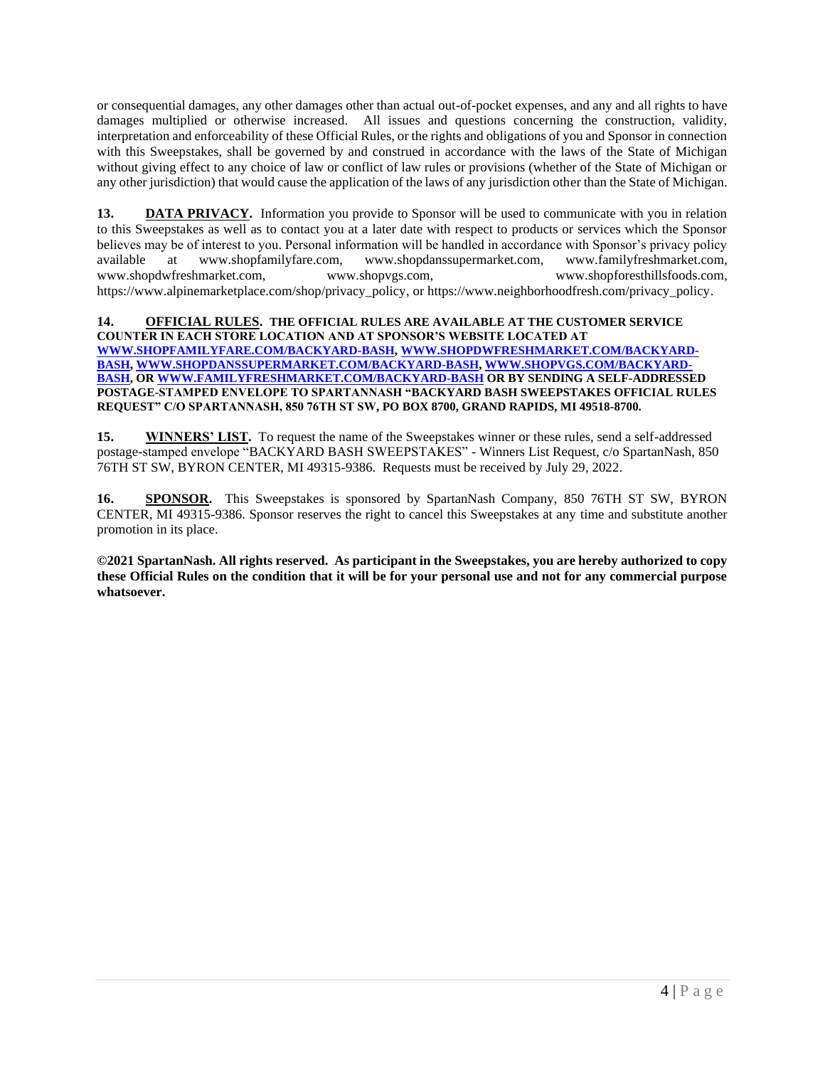or consequential damages, any other damages other than actual out-of-pocket expenses, and any and all rights to have damages multiplied or otherwise increased. All issues and questions concerning the construction, validity, interpretation and enforceability of these Official Rules, or the rights and obligations of you and Sponsor in connection with this Sweepstakes, shall be governed by and construed in accordance with the laws of the State of Michigan without giving effect to any choice of law or conflict of law rules or provisions (whether of the State of Michigan or any other jurisdiction) that would cause the application of the laws of any jurisdiction other than the State of Michigan.

**13. DATA PRIVACY.** Information you provide to Sponsor will be used to communicate with you in relation to this Sweepstakes as well as to contact you at a later date with respect to products or services which the Sponsor believes may be of interest to you. Personal information will be handled in accordance with Sponsor's privacy policy available at www.shopfamilyfare.com, www.shopdanssupermarket.com, www.familyfreshmarket.com, www.shopdwfreshmarket.com, www.shopvgs.com, www.shopforesthillsfoods.com, https://www.alpinemarketplace.com/shop/privacy_policy, or https://www.neighborhoodfresh.com/privacy_policy.

**14. OFFICIAL RULES. THE OFFICIAL RULES ARE AVAILABLE AT THE CUSTOMER SERVICE COUNTER IN EACH STORE LOCATION AND AT SPONSOR'S WEBSITE LOCATED AT WWW.SHOPFAMILYFARE.COM/BACKYARD-BASH, WWW.SHOPDWFRESHMARKET.COM/BACKYARD-BASH, WWW.SHOPDANSSUPERMARKET.COM/BACKYARD-BASH, WWW.SHOPVGS.COM/BACKYARD-BASH, OR WWW.FAMILYFRESHMARKET.COM/BACKYARD-BASH OR BY SENDING A SELF-ADDRESSED POSTAGE-STAMPED ENVELOPE TO SPARTANNASH "BACKYARD BASH SWEEPSTAKES OFFICIAL RULES REQUEST" C/O SPARTANNASH, 850 76TH ST SW, PO BOX 8700, GRAND RAPIDS, MI 49518-8700.**

**15. WINNERS' LIST.** To request the name of the Sweepstakes winner or these rules, send a self-addressed postage-stamped envelope "BACKYARD BASH SWEEPSTAKES" - Winners List Request, c/o SpartanNash, 850 76TH ST SW, BYRON CENTER, MI 49315-9386. Requests must be received by July 29, 2022.

**16. SPONSOR.** This Sweepstakes is sponsored by SpartanNash Company, 850 76TH ST SW, BYRON CENTER, MI 49315-9386. Sponsor reserves the right to cancel this Sweepstakes at any time and substitute another promotion in its place.

**©2021 SpartanNash. All rights reserved. As participant in the Sweepstakes, you are hereby authorized to copy these Official Rules on the condition that it will be for your personal use and not for any commercial purpose whatsoever.**